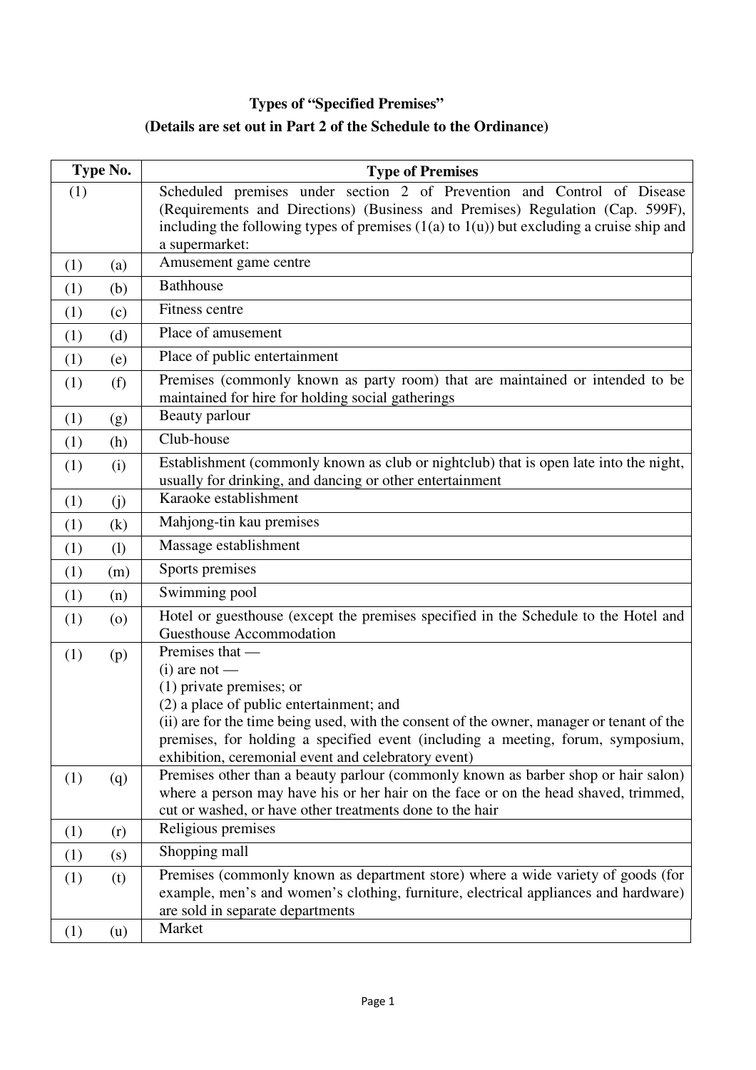**Types of "Specified Premises"**

**(Details are set out in Part 2 of the Schedule to the Ordinance)**

| Type No. | | Type of Premises |
|---|---|---|
| (1) | | Scheduled premises under section 2 of Prevention and Control of Disease (Requirements and Directions) (Business and Premises) Regulation (Cap. 599F), including the following types of premises (1(a) to 1(u)) but excluding a cruise ship and a supermarket: |
| (1) | (a) | Amusement game centre |
| (1) | (b) | Bathhouse |
| (1) | (c) | Fitness centre |
| (1) | (d) | Place of amusement |
| (1) | (e) | Place of public entertainment |
| (1) | (f) | Premises (commonly known as party room) that are maintained or intended to be maintained for hire for holding social gatherings |
| (1) | (g) | Beauty parlour |
| (1) | (h) | Club-house |
| (1) | (i) | Establishment (commonly known as club or nightclub) that is open late into the night, usually for drinking, and dancing or other entertainment |
| (1) | (j) | Karaoke establishment |
| (1) | (k) | Mahjong-tin kau premises |
| (1) | (l) | Massage establishment |
| (1) | (m) | Sports premises |
| (1) | (n) | Swimming pool |
| (1) | (o) | Hotel or guesthouse (except the premises specified in the Schedule to the Hotel and Guesthouse Accommodation |
| (1) | (p) | Premises that —<br>(i) are not —<br>(1) private premises; or<br>(2) a place of public entertainment; and<br>(ii) are for the time being used, with the consent of the owner, manager or tenant of the premises, for holding a specified event (including a meeting, forum, symposium, exhibition, ceremonial event and celebratory event) |
| (1) | (q) | Premises other than a beauty parlour (commonly known as barber shop or hair salon) where a person may have his or her hair on the face or on the head shaved, trimmed, cut or washed, or have other treatments done to the hair |
| (1) | (r) | Religious premises |
| (1) | (s) | Shopping mall |
| (1) | (t) | Premises (commonly known as department store) where a wide variety of goods (for example, men's and women's clothing, furniture, electrical appliances and hardware) are sold in separate departments |
| (1) | (u) | Market |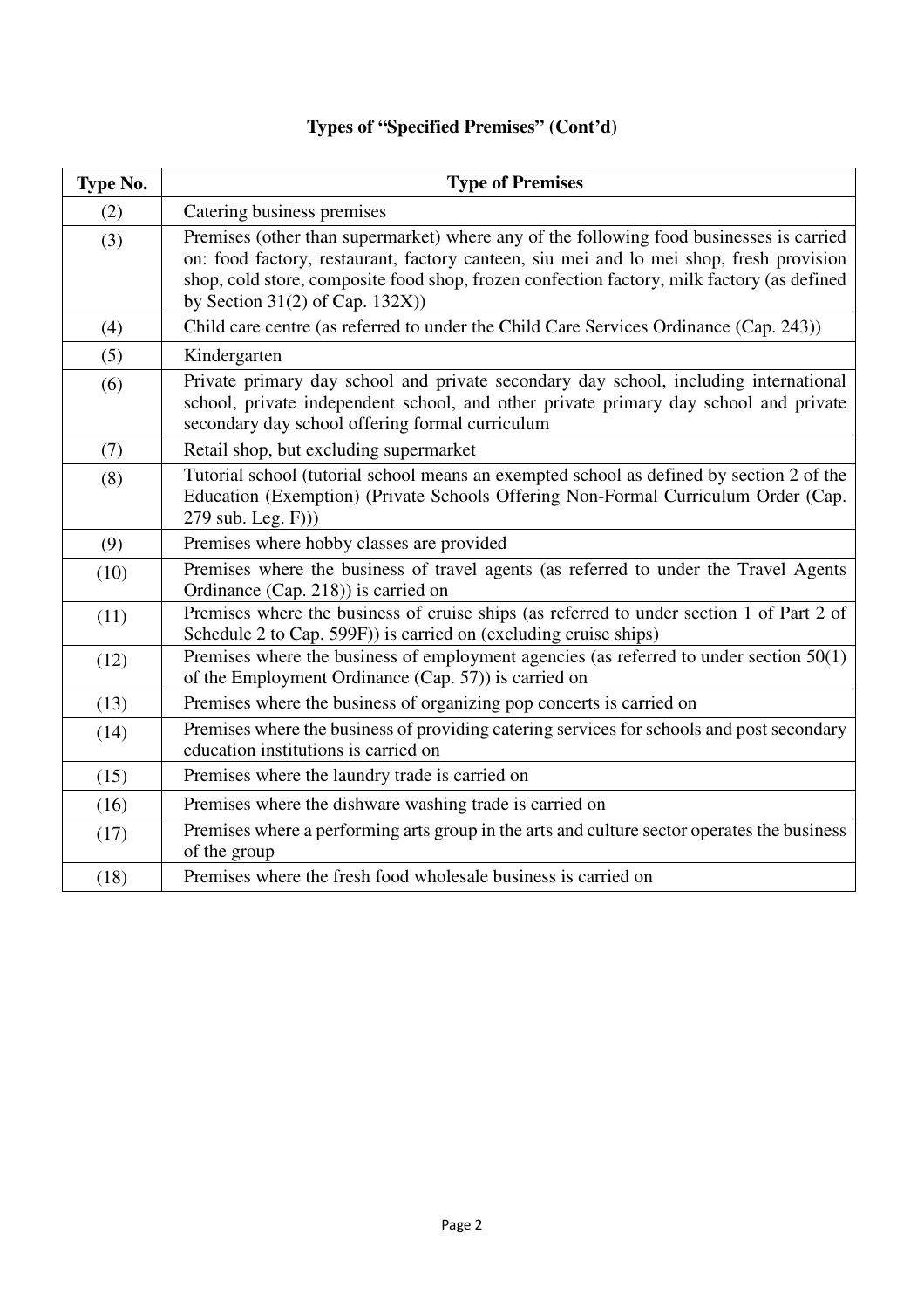**Types of "Specified Premises" (Cont'd)**

| Type No. | Type of Premises |
|---|---|
| (2) | Catering business premises |
| (3) | Premises (other than supermarket) where any of the following food businesses is carried on: food factory, restaurant, factory canteen, siu mei and lo mei shop, fresh provision shop, cold store, composite food shop, frozen confection factory, milk factory (as defined by Section 31(2) of Cap. 132X)) |
| (4) | Child care centre (as referred to under the Child Care Services Ordinance (Cap. 243)) |
| (5) | Kindergarten |
| (6) | Private primary day school and private secondary day school, including international school, private independent school, and other private primary day school and private secondary day school offering formal curriculum |
| (7) | Retail shop, but excluding supermarket |
| (8) | Tutorial school (tutorial school means an exempted school as defined by section 2 of the Education (Exemption) (Private Schools Offering Non-Formal Curriculum Order (Cap. 279 sub. Leg. F))) |
| (9) | Premises where hobby classes are provided |
| (10) | Premises where the business of travel agents (as referred to under the Travel Agents Ordinance (Cap. 218)) is carried on |
| (11) | Premises where the business of cruise ships (as referred to under section 1 of Part 2 of Schedule 2 to Cap. 599F)) is carried on (excluding cruise ships) |
| (12) | Premises where the business of employment agencies (as referred to under section 50(1) of the Employment Ordinance (Cap. 57)) is carried on |
| (13) | Premises where the business of organizing pop concerts is carried on |
| (14) | Premises where the business of providing catering services for schools and post secondary education institutions is carried on |
| (15) | Premises where the laundry trade is carried on |
| (16) | Premises where the dishware washing trade is carried on |
| (17) | Premises where a performing arts group in the arts and culture sector operates the business of the group |
| (18) | Premises where the fresh food wholesale business is carried on |